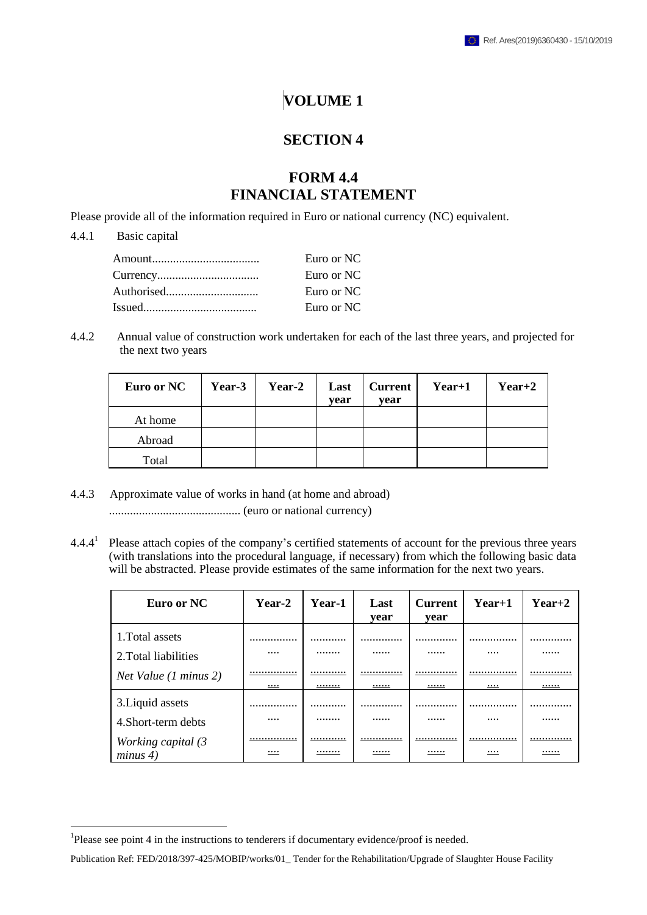# VOLUME 1

## SECTION 4

## FORM 4.4
## FINANCIAL STATEMENT

Please provide all of the information required in Euro or national currency (NC) equivalent.

4.4.1 Basic capital

| | |
|---|---|
| Amount.................................... | Euro or NC |
| Currency.................................. | Euro or NC |
| Authorised............................... | Euro or NC |
| Issued...................................... | Euro or NC |

4.4.2 Annual value of construction work undertaken for each of the last three years, and projected for the next two years

| Euro or NC | Year-3 | Year-2 | Last year | Current year | Year+1 | Year+2 |
|---|---|---|---|---|---|---|
| At home | | | | | | |
| Abroad | | | | | | |
| Total | | | | | | |

4.4.3 Approximate value of works in hand (at home and abroad)
........................................... (euro or national currency)

4.4.4[1] Please attach copies of the company's certified statements of account for the previous three years (with translations into the procedural language, if necessary) from which the following basic data will be abstracted. Please provide estimates of the same information for the next two years.

| Euro or NC | Year-2 | Year-1 | Last year | Current year | Year+1 | Year+2 |
|---|---|---|---|---|---|---|
| 1.Total assets | ................ | ............ | .............. | .............. | ................ | .............. |
| 2.Total liabilities | .... | ........ | ...... | ...... | .... | ...... |
| *Net Value (1 minus 2)* | .................... | ................ | .................... | .................... | .................... | .................... |
| 3.Liquid assets | ................ | ............ | .............. | .............. | ................ | .............. |
| 4.Short-term debts | .... | ........ | ...... | ...... | .... | ...... |
| *Working capital (3 minus 4)* | .................... | ................ | .................... | .................... | .................... | .................... |

[1] Please see point 4 in the instructions to tenderers if documentary evidence/proof is needed.

Publication Ref: FED/2018/397-425/MOBIP/works/01_ Tender for the Rehabilitation/Upgrade of Slaughter House Facility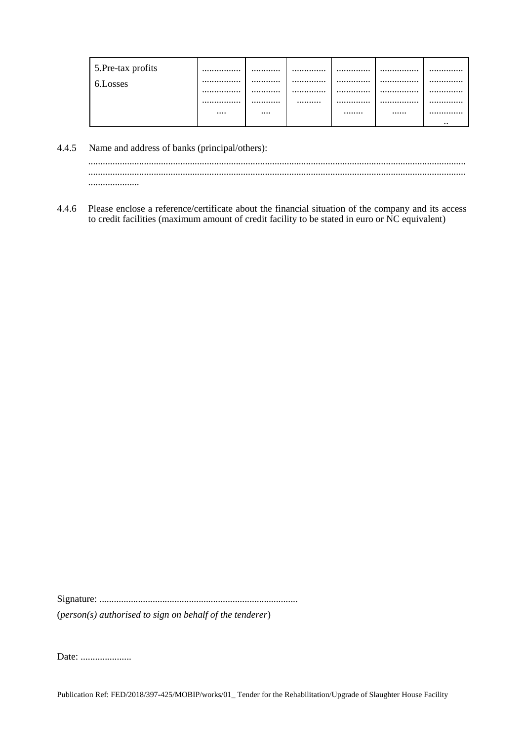| | | | | | | |
|---|---|---|---|---|---|---|
| 5.Pre-tax profits<br>6.Losses | ................ ................ ................ ................ .... | ............ ............ ............ ............ .... | .............. .............. .............. .......... | .............. .............. .............. .............. ........ | ................ ................ ................ ................ ...... | .............. .............. .............. .............. .............. .. |

4.4.5 Name and address of banks (principal/others):

..........................................................................................................................................................
..........................................................................................................................................................
.....................

4.4.6 Please enclose a reference/certificate about the financial situation of the company and its access to credit facilities (maximum amount of credit facility to be stated in euro or NC equivalent)

Signature: ..................................................................................

(*person(s) authorised to sign on behalf of the tenderer*)

Date: .....................

Publication Ref: FED/2018/397-425/MOBIP/works/01_ Tender for the Rehabilitation/Upgrade of Slaughter House Facility